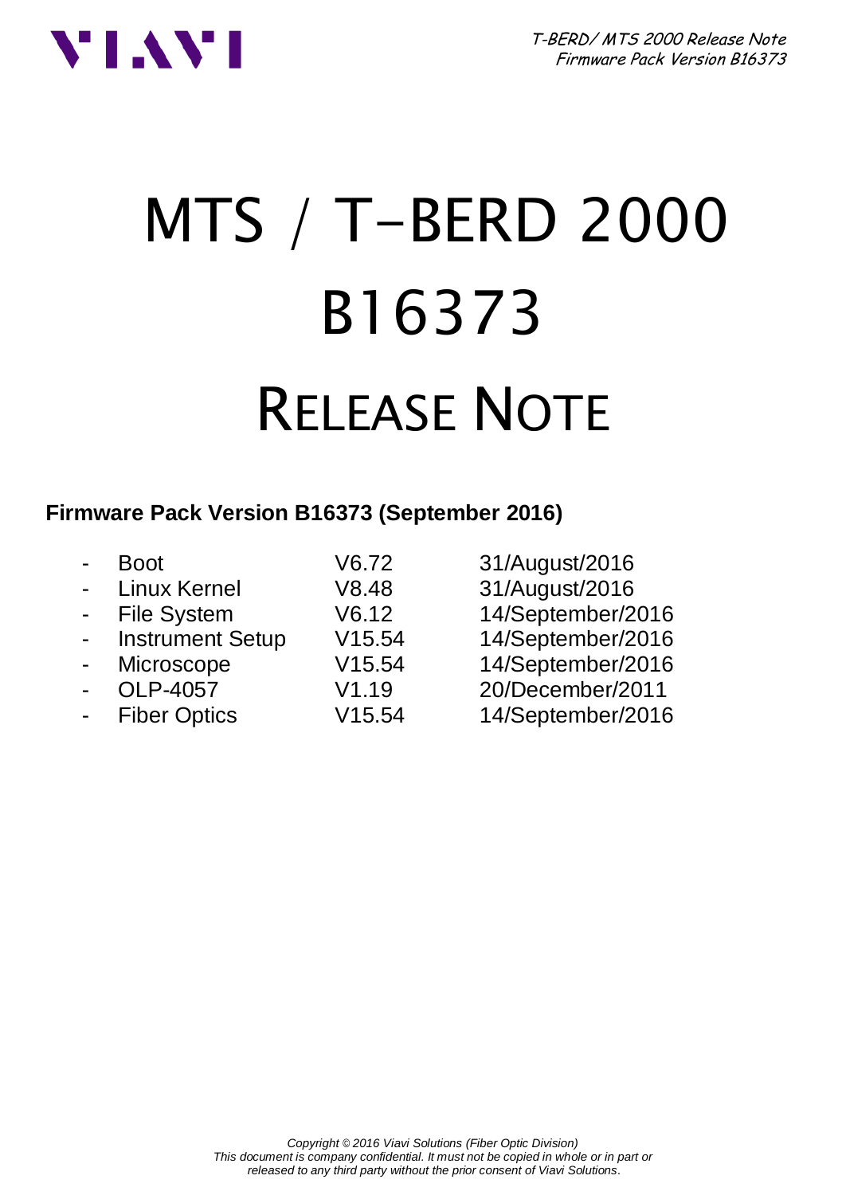# MTS / T-BERD 2000
# B16373
# RELEASE NOTE

**Firmware Pack Version B16373 (September 2016)**

- Boot V6.72 31/August/2016
- Linux Kernel V8.48 31/August/2016
- File System V6.12 14/September/2016
- Instrument Setup V15.54 14/September/2016
- Microscope V15.54 14/September/2016
- OLP-4057 V1.19 20/December/2011
- Fiber Optics V15.54 14/September/2016

*Copyright © 2016 Viavi Solutions (Fiber Optic Division)*
*This document is company confidential. It must not be copied in whole or in part or released to any third party without the prior consent of Viavi Solutions.*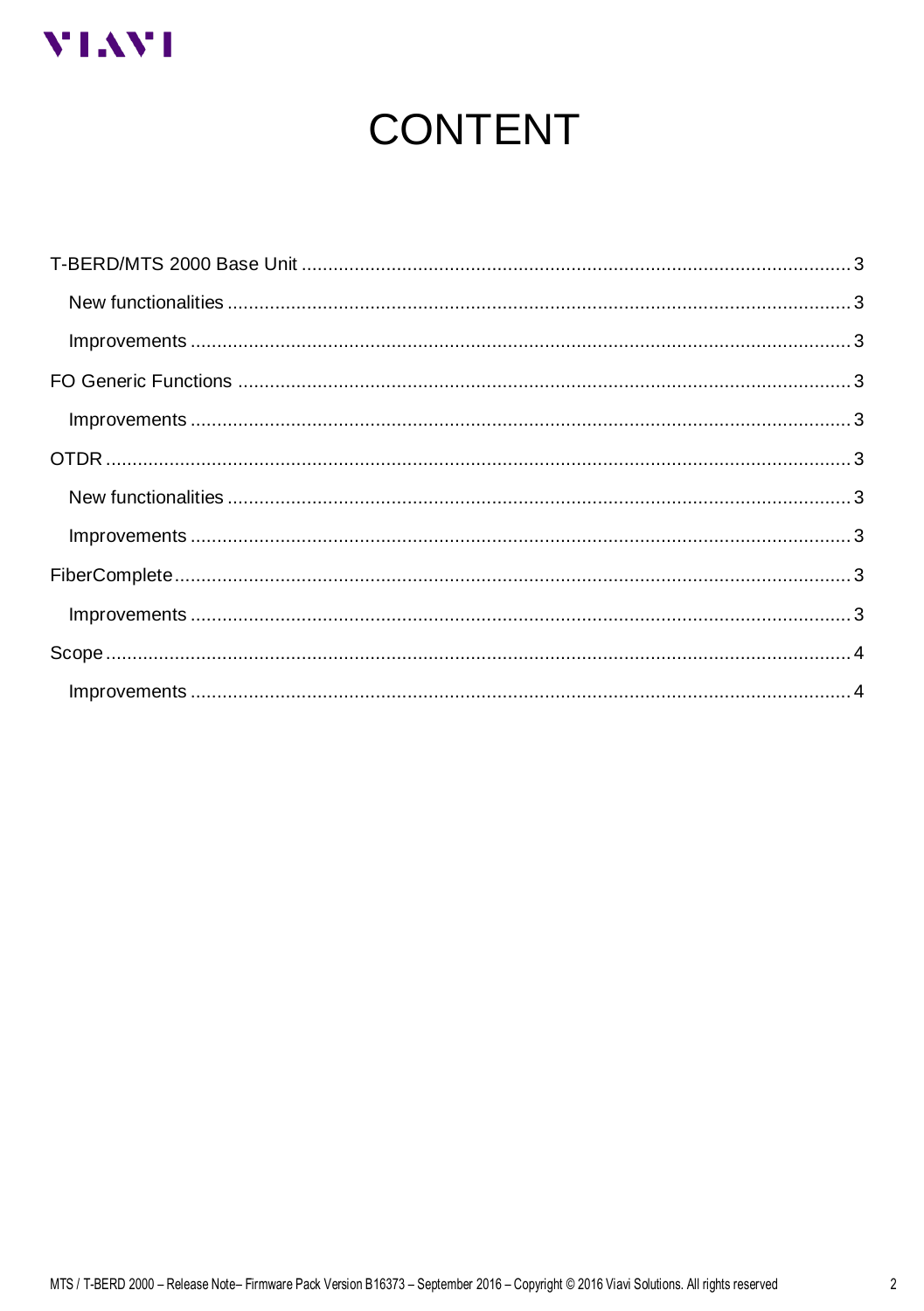# CONTENT

- T-BERD/MTS 2000 Base Unit ........ 3
  - New functionalities ........ 3
  - Improvements ........ 3
- FO Generic Functions ........ 3
  - Improvements ........ 3
- OTDR ........ 3
  - New functionalities ........ 3
  - Improvements ........ 3
- FiberComplete ........ 3
  - Improvements ........ 3
- Scope ........ 4
  - Improvements ........ 4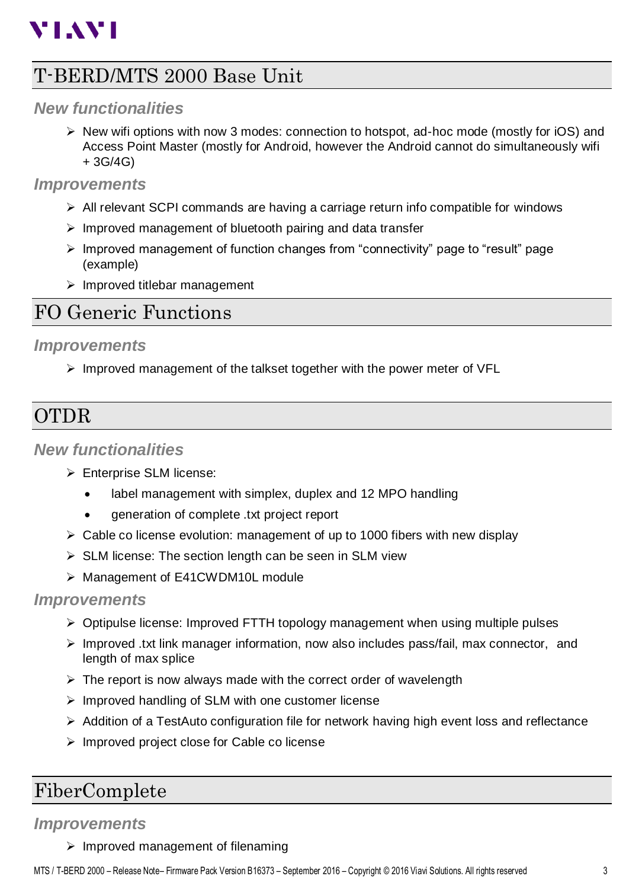# T-BERD/MTS 2000 Base Unit

### *New functionalities*

- New wifi options with now 3 modes: connection to hotspot, ad-hoc mode (mostly for iOS) and Access Point Master (mostly for Android, however the Android cannot do simultaneously wifi + 3G/4G)

### *Improvements*

- All relevant SCPI commands are having a carriage return info compatible for windows
- Improved management of bluetooth pairing and data transfer
- Improved management of function changes from "connectivity" page to "result" page (example)
- Improved titlebar management

# FO Generic Functions

### *Improvements*

- Improved management of the talkset together with the power meter of VFL

# OTDR

### *New functionalities*

- Enterprise SLM license:
  - label management with simplex, duplex and 12 MPO handling
  - generation of complete .txt project report
- Cable co license evolution: management of up to 1000 fibers with new display
- SLM license: The section length can be seen in SLM view
- Management of E41CWDM10L module

### *Improvements*

- Optipulse license: Improved FTTH topology management when using multiple pulses
- Improved .txt link manager information, now also includes pass/fail, max connector, and length of max splice
- The report is now always made with the correct order of wavelength
- Improved handling of SLM with one customer license
- Addition of a TestAuto configuration file for network having high event loss and reflectance
- Improved project close for Cable co license

# FiberComplete

### *Improvements*

- Improved management of filenaming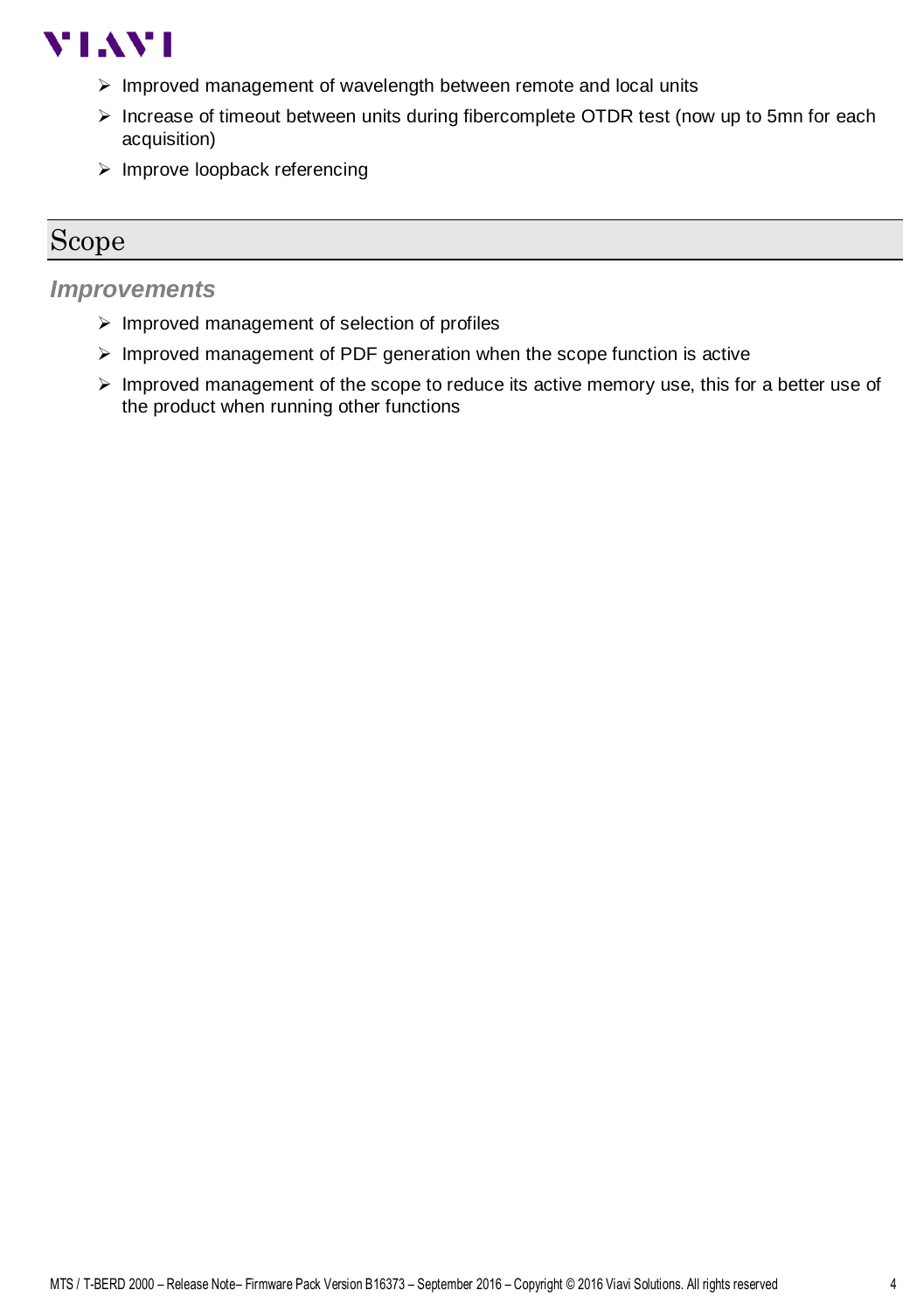- Improved management of wavelength between remote and local units
- Increase of timeout between units during fibercomplete OTDR test (now up to 5mn for each acquisition)
- Improve loopback referencing

# Scope

### *Improvements*

- Improved management of selection of profiles
- Improved management of PDF generation when the scope function is active
- Improved management of the scope to reduce its active memory use, this for a better use of the product when running other functions